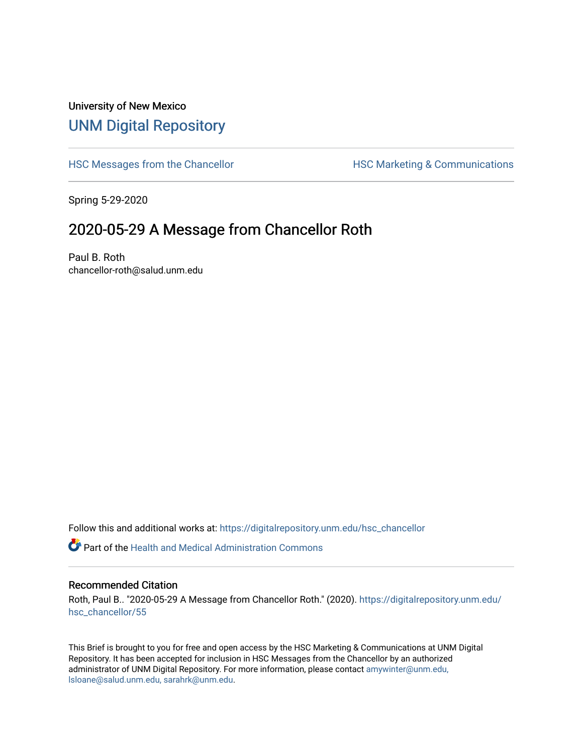University of New Mexico

# UNM Digital Repository

HSC Messages from the Chancellor | HSC Marketing & Communications

Spring 5-29-2020

## 2020-05-29 A Message from Chancellor Roth

Paul B. Roth
chancellor-roth@salud.unm.edu

Follow this and additional works at: https://digitalrepository.unm.edu/hsc_chancellor

Part of the Health and Medical Administration Commons

### Recommended Citation

Roth, Paul B.. "2020-05-29 A Message from Chancellor Roth." (2020). https://digitalrepository.unm.edu/hsc_chancellor/55

This Brief is brought to you for free and open access by the HSC Marketing & Communications at UNM Digital Repository. It has been accepted for inclusion in HSC Messages from the Chancellor by an authorized administrator of UNM Digital Repository. For more information, please contact amywinter@unm.edu, lsloane@salud.unm.edu, sarahrk@unm.edu.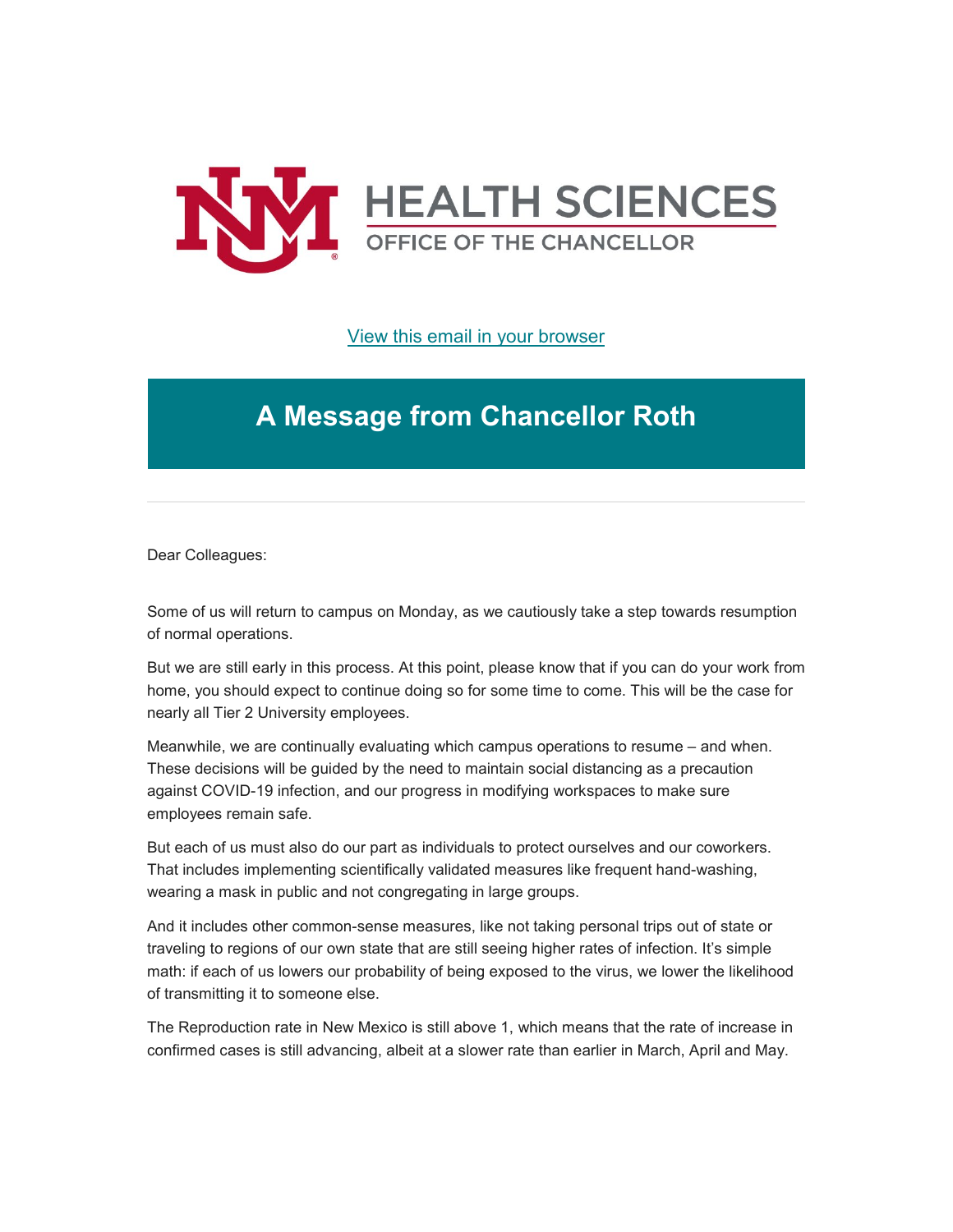HEALTH SCIENCES
OFFICE OF THE CHANCELLOR

[View this email in your browser]

# A Message from Chancellor Roth

Dear Colleagues:

Some of us will return to campus on Monday, as we cautiously take a step towards resumption of normal operations.

But we are still early in this process. At this point, please know that if you can do your work from home, you should expect to continue doing so for some time to come. This will be the case for nearly all Tier 2 University employees.

Meanwhile, we are continually evaluating which campus operations to resume – and when. These decisions will be guided by the need to maintain social distancing as a precaution against COVID-19 infection, and our progress in modifying workspaces to make sure employees remain safe.

But each of us must also do our part as individuals to protect ourselves and our coworkers. That includes implementing scientifically validated measures like frequent hand-washing, wearing a mask in public and not congregating in large groups.

And it includes other common-sense measures, like not taking personal trips out of state or traveling to regions of our own state that are still seeing higher rates of infection. It's simple math: if each of us lowers our probability of being exposed to the virus, we lower the likelihood of transmitting it to someone else.

The Reproduction rate in New Mexico is still above 1, which means that the rate of increase in confirmed cases is still advancing, albeit at a slower rate than earlier in March, April and May.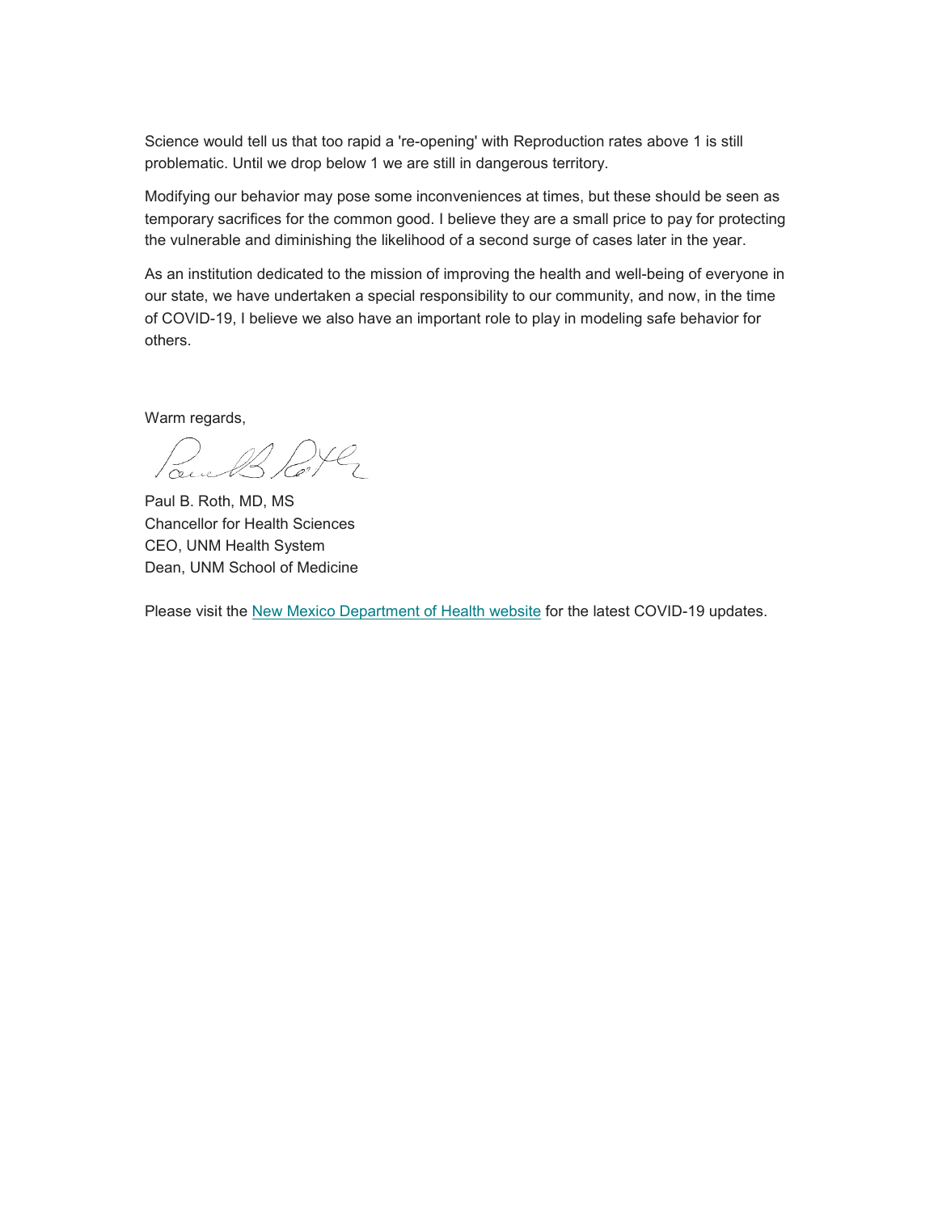Science would tell us that too rapid a 're-opening' with Reproduction rates above 1 is still problematic. Until we drop below 1 we are still in dangerous territory.

Modifying our behavior may pose some inconveniences at times, but these should be seen as temporary sacrifices for the common good. I believe they are a small price to pay for protecting the vulnerable and diminishing the likelihood of a second surge of cases later in the year.

As an institution dedicated to the mission of improving the health and well-being of everyone in our state, we have undertaken a special responsibility to our community, and now, in the time of COVID-19, I believe we also have an important role to play in modeling safe behavior for others.

Warm regards,

Paul B. Roth, MD, MS
Chancellor for Health Sciences
CEO, UNM Health System
Dean, UNM School of Medicine

Please visit the New Mexico Department of Health website for the latest COVID-19 updates.